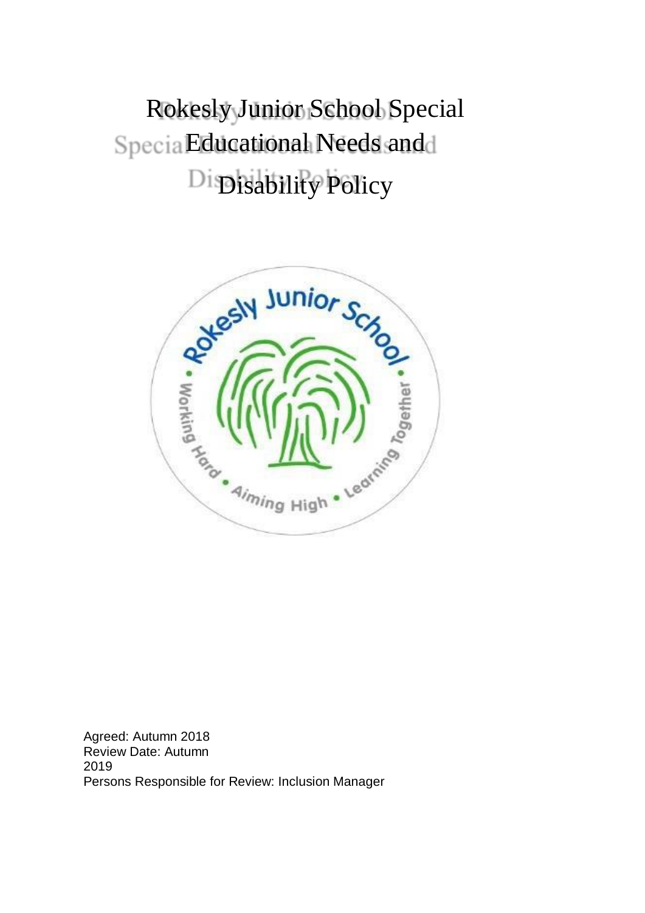# Rokesly Junior School Special Educational Needs and Disability Policy

Agreed: Autumn 2018
Review Date: Autumn 2019
Persons Responsible for Review: Inclusion Manager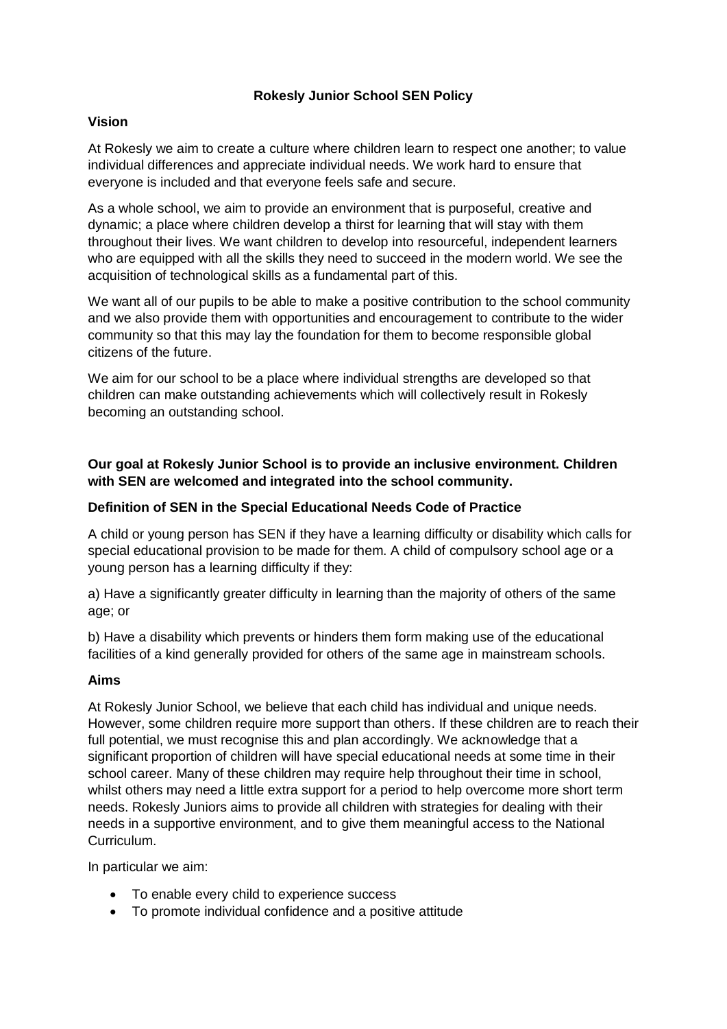# Rokesly Junior School SEN Policy

## Vision

At Rokesly we aim to create a culture where children learn to respect one another; to value individual differences and appreciate individual needs. We work hard to ensure that everyone is included and that everyone feels safe and secure.

As a whole school, we aim to provide an environment that is purposeful, creative and dynamic; a place where children develop a thirst for learning that will stay with them throughout their lives. We want children to develop into resourceful, independent learners who are equipped with all the skills they need to succeed in the modern world. We see the acquisition of technological skills as a fundamental part of this.

We want all of our pupils to be able to make a positive contribution to the school community and we also provide them with opportunities and encouragement to contribute to the wider community so that this may lay the foundation for them to become responsible global citizens of the future.

We aim for our school to be a place where individual strengths are developed so that children can make outstanding achievements which will collectively result in Rokesly becoming an outstanding school.

**Our goal at Rokesly Junior School is to provide an inclusive environment. Children with SEN are welcomed and integrated into the school community.**

## Definition of SEN in the Special Educational Needs Code of Practice

A child or young person has SEN if they have a learning difficulty or disability which calls for special educational provision to be made for them. A child of compulsory school age or a young person has a learning difficulty if they:

a) Have a significantly greater difficulty in learning than the majority of others of the same age; or

b) Have a disability which prevents or hinders them form making use of the educational facilities of a kind generally provided for others of the same age in mainstream schools.

## Aims

At Rokesly Junior School, we believe that each child has individual and unique needs. However, some children require more support than others. If these children are to reach their full potential, we must recognise this and plan accordingly. We acknowledge that a significant proportion of children will have special educational needs at some time in their school career. Many of these children may require help throughout their time in school, whilst others may need a little extra support for a period to help overcome more short term needs. Rokesly Juniors aims to provide all children with strategies for dealing with their needs in a supportive environment, and to give them meaningful access to the National Curriculum.

In particular we aim:

- To enable every child to experience success
- To promote individual confidence and a positive attitude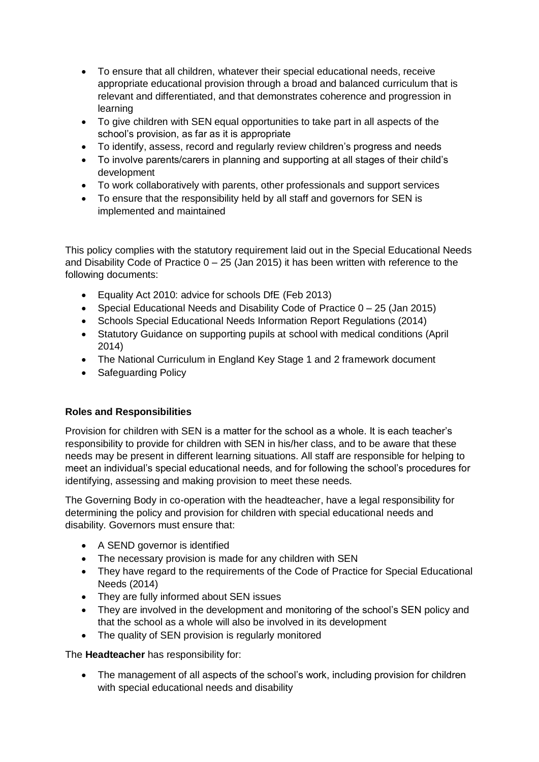- To ensure that all children, whatever their special educational needs, receive appropriate educational provision through a broad and balanced curriculum that is relevant and differentiated, and that demonstrates coherence and progression in learning
- To give children with SEN equal opportunities to take part in all aspects of the school's provision, as far as it is appropriate
- To identify, assess, record and regularly review children's progress and needs
- To involve parents/carers in planning and supporting at all stages of their child's development
- To work collaboratively with parents, other professionals and support services
- To ensure that the responsibility held by all staff and governors for SEN is implemented and maintained

This policy complies with the statutory requirement laid out in the Special Educational Needs and Disability Code of Practice 0 – 25 (Jan 2015) it has been written with reference to the following documents:

- Equality Act 2010: advice for schools DfE (Feb 2013)
- Special Educational Needs and Disability Code of Practice 0 – 25 (Jan 2015)
- Schools Special Educational Needs Information Report Regulations (2014)
- Statutory Guidance on supporting pupils at school with medical conditions (April 2014)
- The National Curriculum in England Key Stage 1 and 2 framework document
- Safeguarding Policy

**Roles and Responsibilities**

Provision for children with SEN is a matter for the school as a whole. It is each teacher's responsibility to provide for children with SEN in his/her class, and to be aware that these needs may be present in different learning situations. All staff are responsible for helping to meet an individual's special educational needs, and for following the school's procedures for identifying, assessing and making provision to meet these needs.

The Governing Body in co-operation with the headteacher, have a legal responsibility for determining the policy and provision for children with special educational needs and disability. Governors must ensure that:

- A SEND governor is identified
- The necessary provision is made for any children with SEN
- They have regard to the requirements of the Code of Practice for Special Educational Needs (2014)
- They are fully informed about SEN issues
- They are involved in the development and monitoring of the school's SEN policy and that the school as a whole will also be involved in its development
- The quality of SEN provision is regularly monitored

The **Headteacher** has responsibility for:

- The management of all aspects of the school's work, including provision for children with special educational needs and disability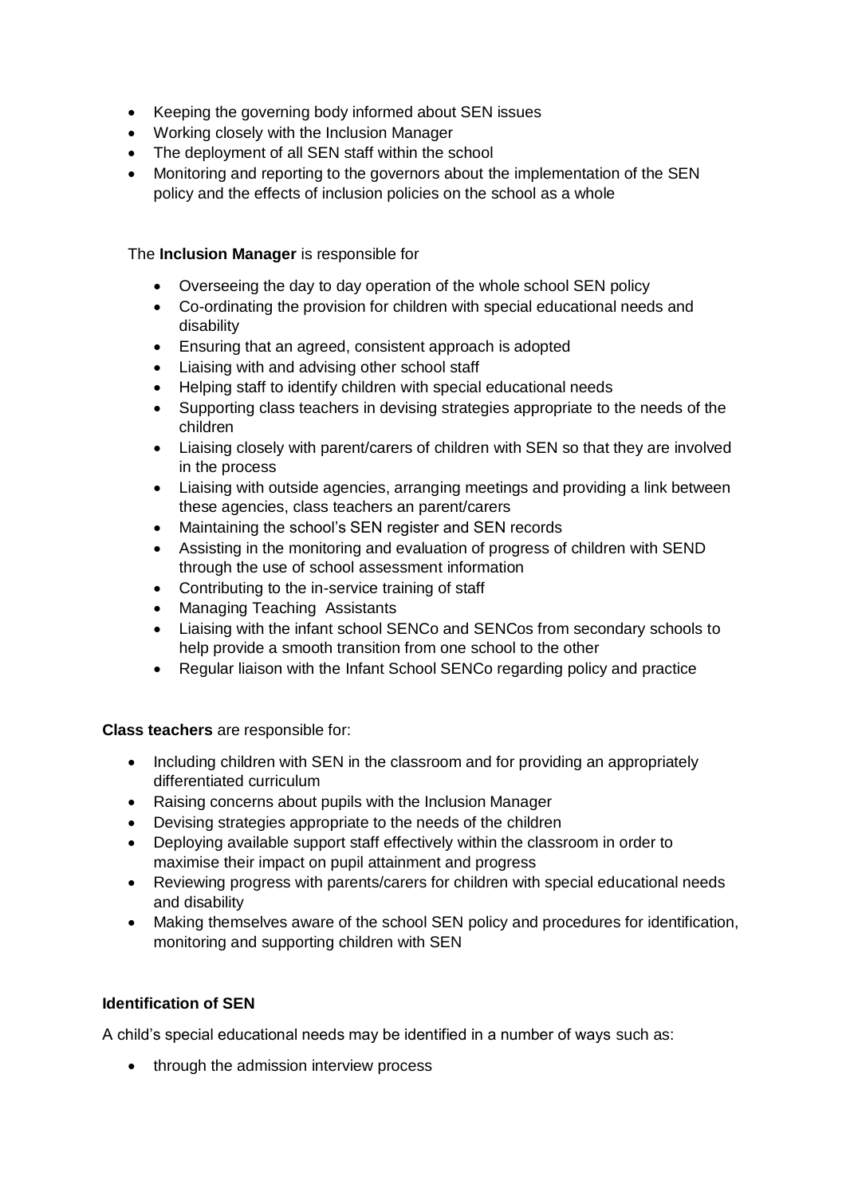- Keeping the governing body informed about SEN issues
- Working closely with the Inclusion Manager
- The deployment of all SEN staff within the school
- Monitoring and reporting to the governors about the implementation of the SEN policy and the effects of inclusion policies on the school as a whole

The **Inclusion Manager** is responsible for

- Overseeing the day to day operation of the whole school SEN policy
- Co-ordinating the provision for children with special educational needs and disability
- Ensuring that an agreed, consistent approach is adopted
- Liaising with and advising other school staff
- Helping staff to identify children with special educational needs
- Supporting class teachers in devising strategies appropriate to the needs of the children
- Liaising closely with parent/carers of children with SEN so that they are involved in the process
- Liaising with outside agencies, arranging meetings and providing a link between these agencies, class teachers an parent/carers
- Maintaining the school's SEN register and SEN records
- Assisting in the monitoring and evaluation of progress of children with SEND through the use of school assessment information
- Contributing to the in-service training of staff
- Managing Teaching Assistants
- Liaising with the infant school SENCo and SENCos from secondary schools to help provide a smooth transition from one school to the other
- Regular liaison with the Infant School SENCo regarding policy and practice

**Class teachers** are responsible for:

- Including children with SEN in the classroom and for providing an appropriately differentiated curriculum
- Raising concerns about pupils with the Inclusion Manager
- Devising strategies appropriate to the needs of the children
- Deploying available support staff effectively within the classroom in order to maximise their impact on pupil attainment and progress
- Reviewing progress with parents/carers for children with special educational needs and disability
- Making themselves aware of the school SEN policy and procedures for identification, monitoring and supporting children with SEN

**Identification of SEN**

A child's special educational needs may be identified in a number of ways such as:

- through the admission interview process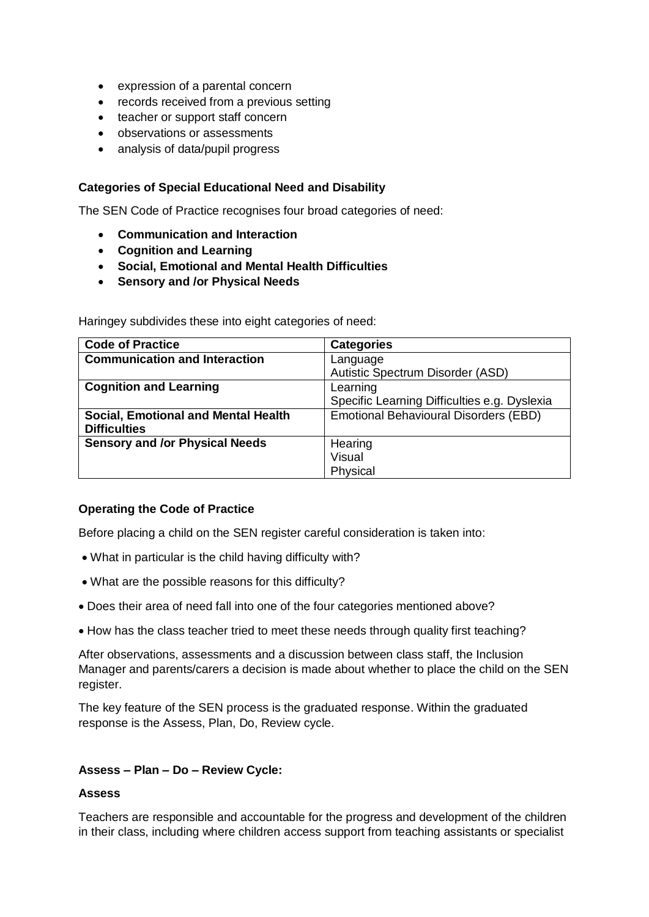- expression of a parental concern
- records received from a previous setting
- teacher or support staff concern
- observations or assessments
- analysis of data/pupil progress

**Categories of Special Educational Need and Disability**

The SEN Code of Practice recognises four broad categories of need:

- **Communication and Interaction**
- **Cognition and Learning**
- **Social, Emotional and Mental Health Difficulties**
- **Sensory and /or Physical Needs**

Haringey subdivides these into eight categories of need:

| Code of Practice | Categories |
| --- | --- |
| **Communication and Interaction** | Language<br>Autistic Spectrum Disorder (ASD) |
| **Cognition and Learning** | Learning<br>Specific Learning Difficulties e.g. Dyslexia |
| **Social, Emotional and Mental Health Difficulties** | Emotional Behavioural Disorders (EBD) |
| **Sensory and /or Physical Needs** | Hearing<br>Visual<br>Physical |

**Operating the Code of Practice**

Before placing a child on the SEN register careful consideration is taken into:

- What in particular is the child having difficulty with?
- What are the possible reasons for this difficulty?
- Does their area of need fall into one of the four categories mentioned above?
- How has the class teacher tried to meet these needs through quality first teaching?

After observations, assessments and a discussion between class staff, the Inclusion Manager and parents/carers a decision is made about whether to place the child on the SEN register.

The key feature of the SEN process is the graduated response. Within the graduated response is the Assess, Plan, Do, Review cycle.

**Assess – Plan – Do – Review Cycle:**

**Assess**

Teachers are responsible and accountable for the progress and development of the children in their class, including where children access support from teaching assistants or specialist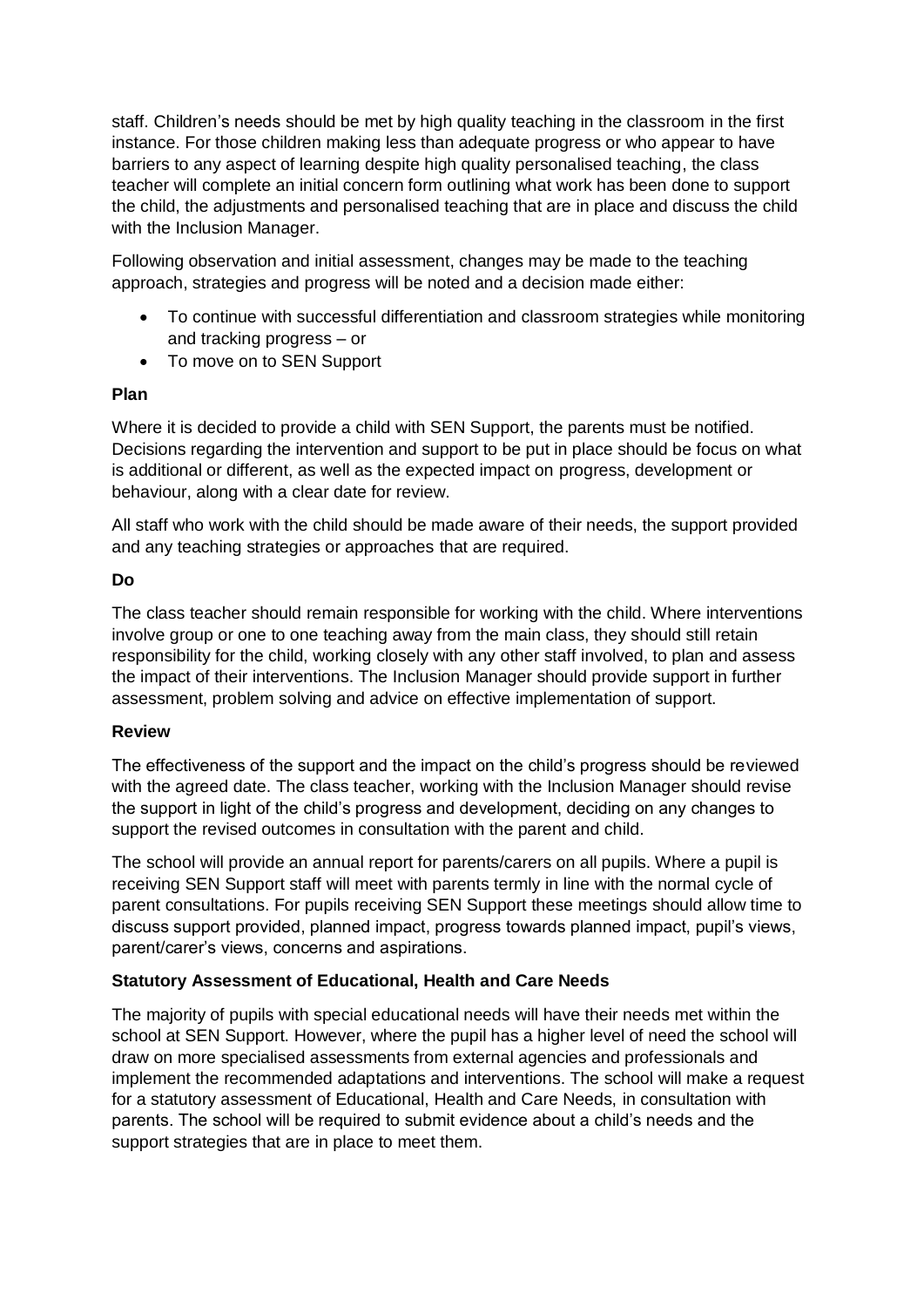staff. Children's needs should be met by high quality teaching in the classroom in the first instance. For those children making less than adequate progress or who appear to have barriers to any aspect of learning despite high quality personalised teaching, the class teacher will complete an initial concern form outlining what work has been done to support the child, the adjustments and personalised teaching that are in place and discuss the child with the Inclusion Manager.

Following observation and initial assessment, changes may be made to the teaching approach, strategies and progress will be noted and a decision made either:

- To continue with successful differentiation and classroom strategies while monitoring and tracking progress – or
- To move on to SEN Support

**Plan**

Where it is decided to provide a child with SEN Support, the parents must be notified. Decisions regarding the intervention and support to be put in place should be focus on what is additional or different, as well as the expected impact on progress, development or behaviour, along with a clear date for review.

All staff who work with the child should be made aware of their needs, the support provided and any teaching strategies or approaches that are required.

**Do**

The class teacher should remain responsible for working with the child. Where interventions involve group or one to one teaching away from the main class, they should still retain responsibility for the child, working closely with any other staff involved, to plan and assess the impact of their interventions. The Inclusion Manager should provide support in further assessment, problem solving and advice on effective implementation of support.

**Review**

The effectiveness of the support and the impact on the child's progress should be reviewed with the agreed date. The class teacher, working with the Inclusion Manager should revise the support in light of the child's progress and development, deciding on any changes to support the revised outcomes in consultation with the parent and child.

The school will provide an annual report for parents/carers on all pupils. Where a pupil is receiving SEN Support staff will meet with parents termly in line with the normal cycle of parent consultations. For pupils receiving SEN Support these meetings should allow time to discuss support provided, planned impact, progress towards planned impact, pupil's views, parent/carer's views, concerns and aspirations.

**Statutory Assessment of Educational, Health and Care Needs**

The majority of pupils with special educational needs will have their needs met within the school at SEN Support. However, where the pupil has a higher level of need the school will draw on more specialised assessments from external agencies and professionals and implement the recommended adaptations and interventions. The school will make a request for a statutory assessment of Educational, Health and Care Needs, in consultation with parents. The school will be required to submit evidence about a child's needs and the support strategies that are in place to meet them.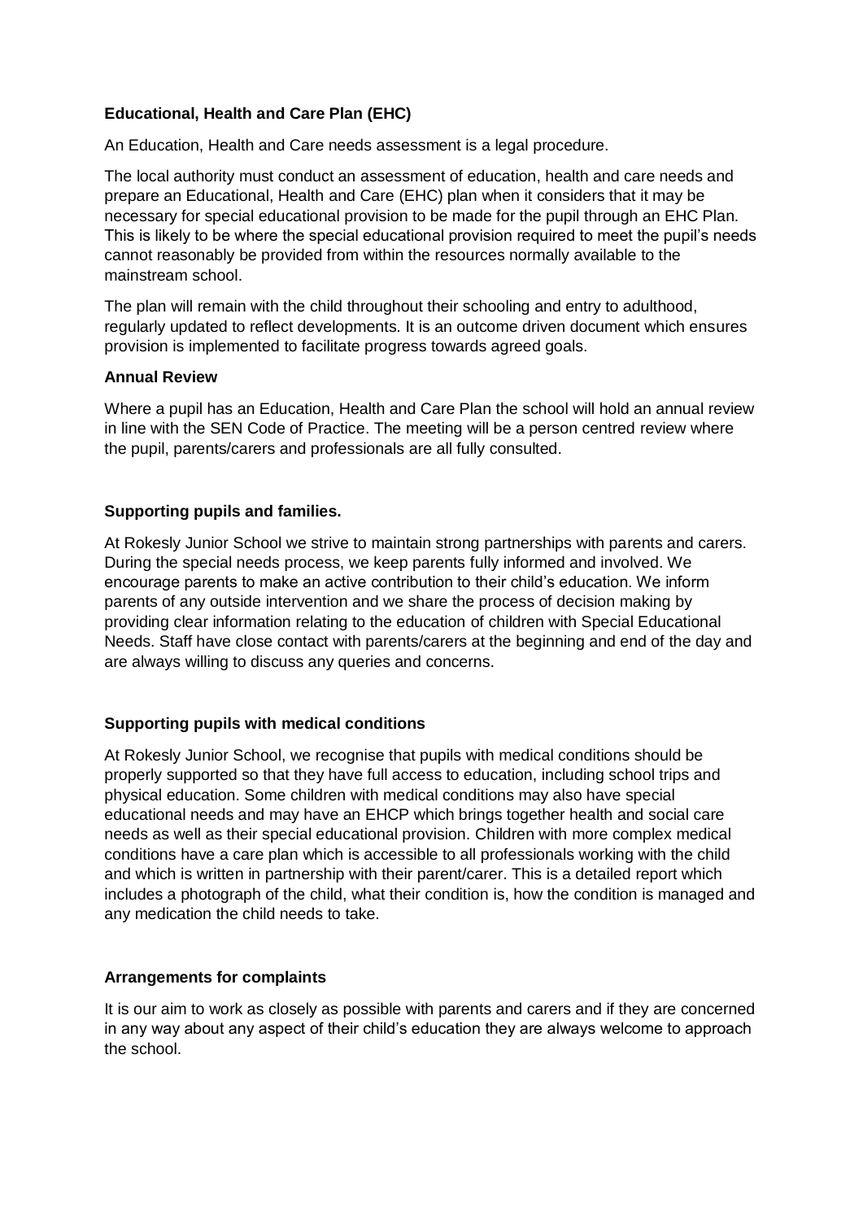**Educational, Health and Care Plan (EHC)**

An Education, Health and Care needs assessment is a legal procedure.

The local authority must conduct an assessment of education, health and care needs and prepare an Educational, Health and Care (EHC) plan when it considers that it may be necessary for special educational provision to be made for the pupil through an EHC Plan. This is likely to be where the special educational provision required to meet the pupil's needs cannot reasonably be provided from within the resources normally available to the mainstream school.

The plan will remain with the child throughout their schooling and entry to adulthood, regularly updated to reflect developments. It is an outcome driven document which ensures provision is implemented to facilitate progress towards agreed goals.

**Annual Review**

Where a pupil has an Education, Health and Care Plan the school will hold an annual review in line with the SEN Code of Practice. The meeting will be a person centred review where the pupil, parents/carers and professionals are all fully consulted.

**Supporting pupils and families.**

At Rokesly Junior School we strive to maintain strong partnerships with parents and carers. During the special needs process, we keep parents fully informed and involved. We encourage parents to make an active contribution to their child's education. We inform parents of any outside intervention and we share the process of decision making by providing clear information relating to the education of children with Special Educational Needs. Staff have close contact with parents/carers at the beginning and end of the day and are always willing to discuss any queries and concerns.

**Supporting pupils with medical conditions**

At Rokesly Junior School, we recognise that pupils with medical conditions should be properly supported so that they have full access to education, including school trips and physical education. Some children with medical conditions may also have special educational needs and may have an EHCP which brings together health and social care needs as well as their special educational provision. Children with more complex medical conditions have a care plan which is accessible to all professionals working with the child and which is written in partnership with their parent/carer. This is a detailed report which includes a photograph of the child, what their condition is, how the condition is managed and any medication the child needs to take.

**Arrangements for complaints**

It is our aim to work as closely as possible with parents and carers and if they are concerned in any way about any aspect of their child's education they are always welcome to approach the school.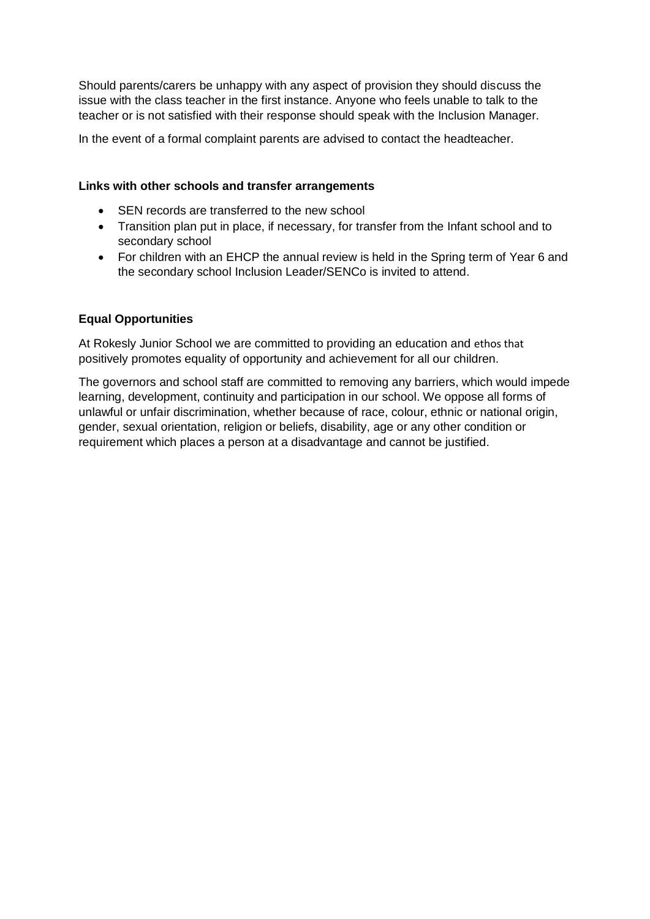Should parents/carers be unhappy with any aspect of provision they should discuss the issue with the class teacher in the first instance. Anyone who feels unable to talk to the teacher or is not satisfied with their response should speak with the Inclusion Manager.

In the event of a formal complaint parents are advised to contact the headteacher.

**Links with other schools and transfer arrangements**

- SEN records are transferred to the new school
- Transition plan put in place, if necessary, for transfer from the Infant school and to secondary school
- For children with an EHCP the annual review is held in the Spring term of Year 6 and the secondary school Inclusion Leader/SENCo is invited to attend.

**Equal Opportunities**

At Rokesly Junior School we are committed to providing an education and ethos that positively promotes equality of opportunity and achievement for all our children.

The governors and school staff are committed to removing any barriers, which would impede learning, development, continuity and participation in our school. We oppose all forms of unlawful or unfair discrimination, whether because of race, colour, ethnic or national origin, gender, sexual orientation, religion or beliefs, disability, age or any other condition or requirement which places a person at a disadvantage and cannot be justified.